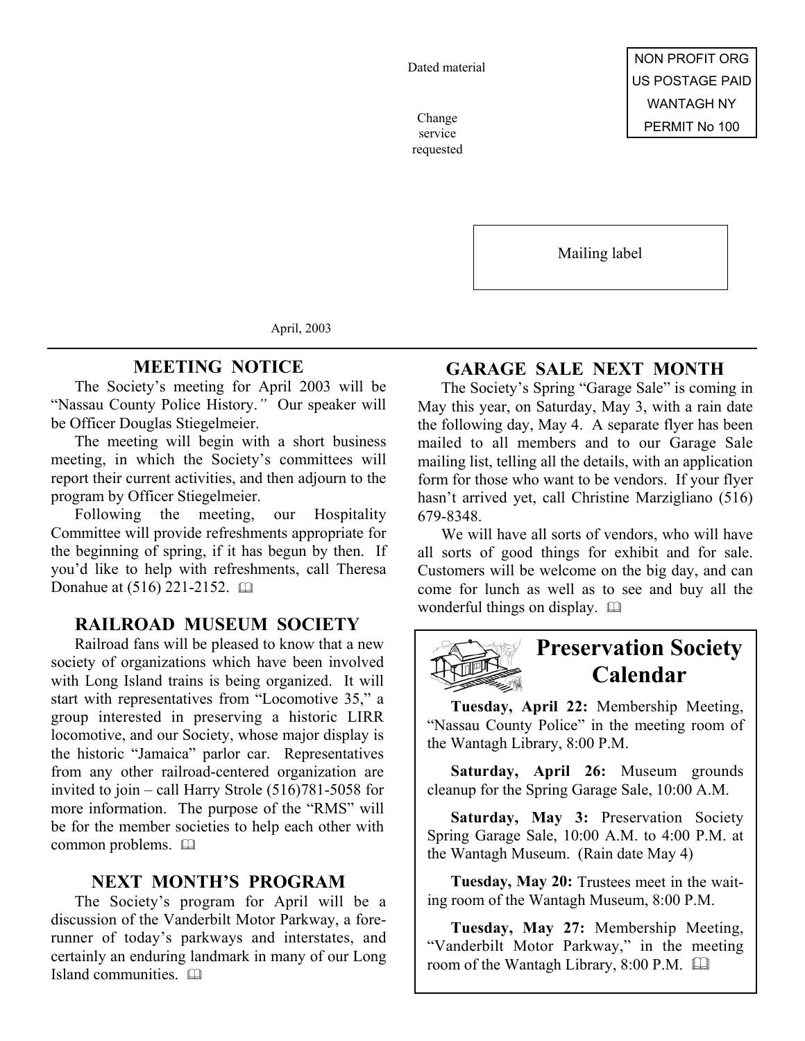Dated material

Change service requested

NON PROFIT ORG
US POSTAGE PAID
WANTAGH NY
PERMIT No 100

Mailing label

April, 2003

## MEETING NOTICE

The Society's meeting for April 2003 will be "Nassau County Police History." Our speaker will be Officer Douglas Stiegelmeier.

The meeting will begin with a short business meeting, in which the Society's committees will report their current activities, and then adjourn to the program by Officer Stiegelmeier.

Following the meeting, our Hospitality Committee will provide refreshments appropriate for the beginning of spring, if it has begun by then. If you'd like to help with refreshments, call Theresa Donahue at (516) 221-2152. 🕮

## RAILROAD MUSEUM SOCIETY

Railroad fans will be pleased to know that a new society of organizations which have been involved with Long Island trains is being organized. It will start with representatives from "Locomotive 35," a group interested in preserving a historic LIRR locomotive, and our Society, whose major display is the historic "Jamaica" parlor car. Representatives from any other railroad-centered organization are invited to join – call Harry Strole (516)781-5058 for more information. The purpose of the "RMS" will be for the member societies to help each other with common problems. 🕮

## NEXT MONTH'S PROGRAM

The Society's program for April will be a discussion of the Vanderbilt Motor Parkway, a fore-runner of today's parkways and interstates, and certainly an enduring landmark in many of our Long Island communities. 🕮

## GARAGE SALE NEXT MONTH

The Society's Spring "Garage Sale" is coming in May this year, on Saturday, May 3, with a rain date the following day, May 4. A separate flyer has been mailed to all members and to our Garage Sale mailing list, telling all the details, with an application form for those who want to be vendors. If your flyer hasn't arrived yet, call Christine Marzigliano (516) 679-8348.

We will have all sorts of vendors, who will have all sorts of good things for exhibit and for sale. Customers will be welcome on the big day, and can come for lunch as well as to see and buy all the wonderful things on display. 🕮

## Preservation Society Calendar

**Tuesday, April 22:** Membership Meeting, "Nassau County Police" in the meeting room of the Wantagh Library, 8:00 P.M.

**Saturday, April 26:** Museum grounds cleanup for the Spring Garage Sale, 10:00 A.M.

**Saturday, May 3:** Preservation Society Spring Garage Sale, 10:00 A.M. to 4:00 P.M. at the Wantagh Museum. (Rain date May 4)

**Tuesday, May 20:** Trustees meet in the waiting room of the Wantagh Museum, 8:00 P.M.

**Tuesday, May 27:** Membership Meeting, "Vanderbilt Motor Parkway," in the meeting room of the Wantagh Library, 8:00 P.M. 🕮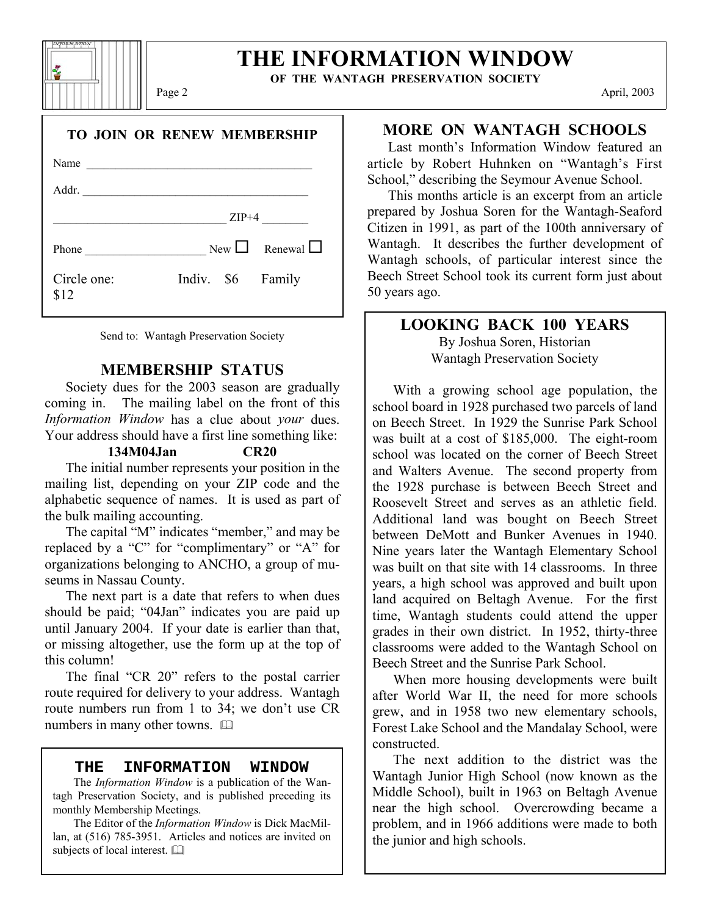## TO JOIN OR RENEW MEMBERSHIP

Name \_\_\_\_\_\_\_\_\_\_\_\_\_\_\_\_\_\_\_\_\_\_\_\_\_\_\_\_\_\_\_\_\_\_\_\_\_\_

Addr. \_\_\_\_\_\_\_\_\_\_\_\_\_\_\_\_\_\_\_\_\_\_\_\_\_\_\_\_\_\_\_\_\_\_\_\_\_\_

\_\_\_\_\_\_\_\_\_\_\_\_\_\_\_\_\_\_\_\_\_\_\_\_\_\_\_\_\_\_ ZIP+4 \_\_\_\_\_\_\_\_

Phone \_\_\_\_\_\_\_\_\_\_\_\_\_\_\_\_\_\_\_\_ New ☐ Renewal ☐

Circle one: Indiv. $6 Family $12

Send to: Wantagh Preservation Society

## MEMBERSHIP STATUS

Society dues for the 2003 season are gradually coming in. The mailing label on the front of this *Information Window* has a clue about *your* dues. Your address should have a first line something like:

**134M04Jan CR20**

The initial number represents your position in the mailing list, depending on your ZIP code and the alphabetic sequence of names. It is used as part of the bulk mailing accounting.

The capital "M" indicates "member," and may be replaced by a "C" for "complimentary" or "A" for organizations belonging to ANCHO, a group of museums in Nassau County.

The next part is a date that refers to when dues should be paid; "04Jan" indicates you are paid up until January 2004. If your date is earlier than that, or missing altogether, use the form up at the top of this column!

The final "CR 20" refers to the postal carrier route required for delivery to your address. Wantagh route numbers run from 1 to 34; we don't use CR numbers in many other towns.

## THE INFORMATION WINDOW

The *Information Window* is a publication of the Wantagh Preservation Society, and is published preceding its monthly Membership Meetings.

The Editor of the *Information Window* is Dick MacMillan, at (516) 785-3951. Articles and notices are invited on subjects of local interest.

## MORE ON WANTAGH SCHOOLS

Last month's Information Window featured an article by Robert Huhnken on "Wantagh's First School," describing the Seymour Avenue School.

This months article is an excerpt from an article prepared by Joshua Soren for the Wantagh-Seaford Citizen in 1991, as part of the 100th anniversary of Wantagh. It describes the further development of Wantagh schools, of particular interest since the Beech Street School took its current form just about 50 years ago.

## LOOKING BACK 100 YEARS

By Joshua Soren, Historian
Wantagh Preservation Society

With a growing school age population, the school board in 1928 purchased two parcels of land on Beech Street. In 1929 the Sunrise Park School was built at a cost of $185,000. The eight-room school was located on the corner of Beech Street and Walters Avenue. The second property from the 1928 purchase is between Beech Street and Roosevelt Street and serves as an athletic field. Additional land was bought on Beech Street between DeMott and Bunker Avenues in 1940. Nine years later the Wantagh Elementary School was built on that site with 14 classrooms. In three years, a high school was approved and built upon land acquired on Beltagh Avenue. For the first time, Wantagh students could attend the upper grades in their own district. In 1952, thirty-three classrooms were added to the Wantagh School on Beech Street and the Sunrise Park School.

When more housing developments were built after World War II, the need for more schools grew, and in 1958 two new elementary schools, Forest Lake School and the Mandalay School, were constructed.

The next addition to the district was the Wantagh Junior High School (now known as the Middle School), built in 1963 on Beltagh Avenue near the high school. Overcrowding became a problem, and in 1966 additions were made to both the junior and high schools.